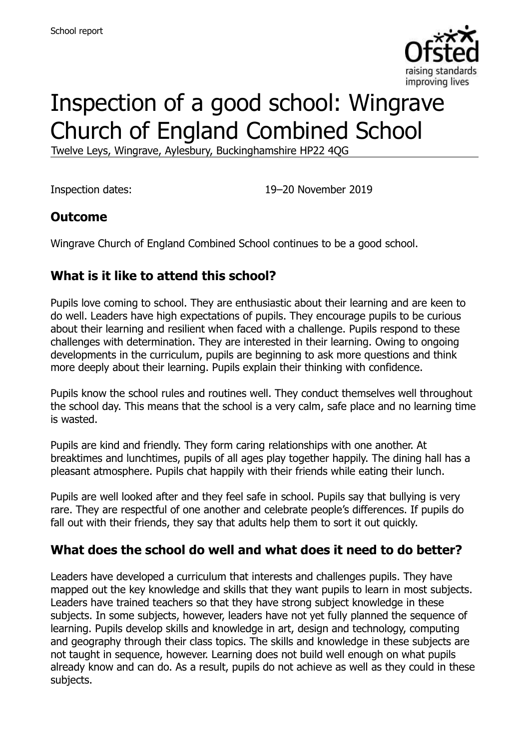School report

# Inspection of a good school: Wingrave Church of England Combined School

Twelve Leys, Wingrave, Aylesbury, Buckinghamshire HP22 4QG

Inspection dates: 19–20 November 2019

## Outcome

Wingrave Church of England Combined School continues to be a good school.

## What is it like to attend this school?

Pupils love coming to school. They are enthusiastic about their learning and are keen to do well. Leaders have high expectations of pupils. They encourage pupils to be curious about their learning and resilient when faced with a challenge. Pupils respond to these challenges with determination. They are interested in their learning. Owing to ongoing developments in the curriculum, pupils are beginning to ask more questions and think more deeply about their learning. Pupils explain their thinking with confidence.

Pupils know the school rules and routines well. They conduct themselves well throughout the school day. This means that the school is a very calm, safe place and no learning time is wasted.

Pupils are kind and friendly. They form caring relationships with one another. At breaktimes and lunchtimes, pupils of all ages play together happily. The dining hall has a pleasant atmosphere. Pupils chat happily with their friends while eating their lunch.

Pupils are well looked after and they feel safe in school. Pupils say that bullying is very rare. They are respectful of one another and celebrate people's differences. If pupils do fall out with their friends, they say that adults help them to sort it out quickly.

## What does the school do well and what does it need to do better?

Leaders have developed a curriculum that interests and challenges pupils. They have mapped out the key knowledge and skills that they want pupils to learn in most subjects. Leaders have trained teachers so that they have strong subject knowledge in these subjects. In some subjects, however, leaders have not yet fully planned the sequence of learning. Pupils develop skills and knowledge in art, design and technology, computing and geography through their class topics. The skills and knowledge in these subjects are not taught in sequence, however. Learning does not build well enough on what pupils already know and can do. As a result, pupils do not achieve as well as they could in these subjects.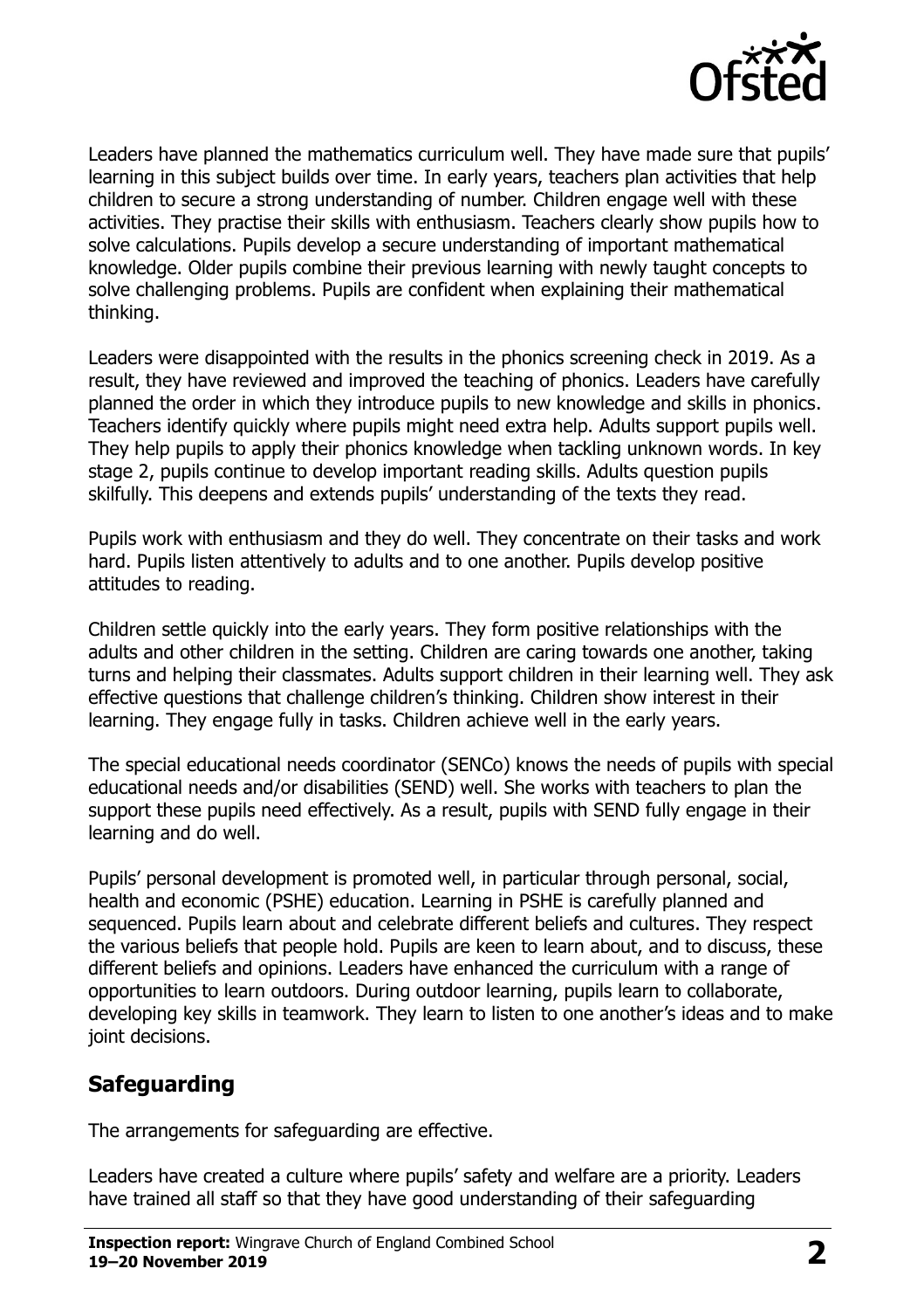Leaders have planned the mathematics curriculum well. They have made sure that pupils' learning in this subject builds over time. In early years, teachers plan activities that help children to secure a strong understanding of number. Children engage well with these activities. They practise their skills with enthusiasm. Teachers clearly show pupils how to solve calculations. Pupils develop a secure understanding of important mathematical knowledge. Older pupils combine their previous learning with newly taught concepts to solve challenging problems. Pupils are confident when explaining their mathematical thinking.

Leaders were disappointed with the results in the phonics screening check in 2019. As a result, they have reviewed and improved the teaching of phonics. Leaders have carefully planned the order in which they introduce pupils to new knowledge and skills in phonics. Teachers identify quickly where pupils might need extra help. Adults support pupils well. They help pupils to apply their phonics knowledge when tackling unknown words. In key stage 2, pupils continue to develop important reading skills. Adults question pupils skilfully. This deepens and extends pupils' understanding of the texts they read.

Pupils work with enthusiasm and they do well. They concentrate on their tasks and work hard. Pupils listen attentively to adults and to one another. Pupils develop positive attitudes to reading.

Children settle quickly into the early years. They form positive relationships with the adults and other children in the setting. Children are caring towards one another, taking turns and helping their classmates. Adults support children in their learning well. They ask effective questions that challenge children's thinking. Children show interest in their learning. They engage fully in tasks. Children achieve well in the early years.

The special educational needs coordinator (SENCo) knows the needs of pupils with special educational needs and/or disabilities (SEND) well. She works with teachers to plan the support these pupils need effectively. As a result, pupils with SEND fully engage in their learning and do well.

Pupils' personal development is promoted well, in particular through personal, social, health and economic (PSHE) education. Learning in PSHE is carefully planned and sequenced. Pupils learn about and celebrate different beliefs and cultures. They respect the various beliefs that people hold. Pupils are keen to learn about, and to discuss, these different beliefs and opinions. Leaders have enhanced the curriculum with a range of opportunities to learn outdoors. During outdoor learning, pupils learn to collaborate, developing key skills in teamwork. They learn to listen to one another's ideas and to make joint decisions.

## Safeguarding

The arrangements for safeguarding are effective.

Leaders have created a culture where pupils' safety and welfare are a priority. Leaders have trained all staff so that they have good understanding of their safeguarding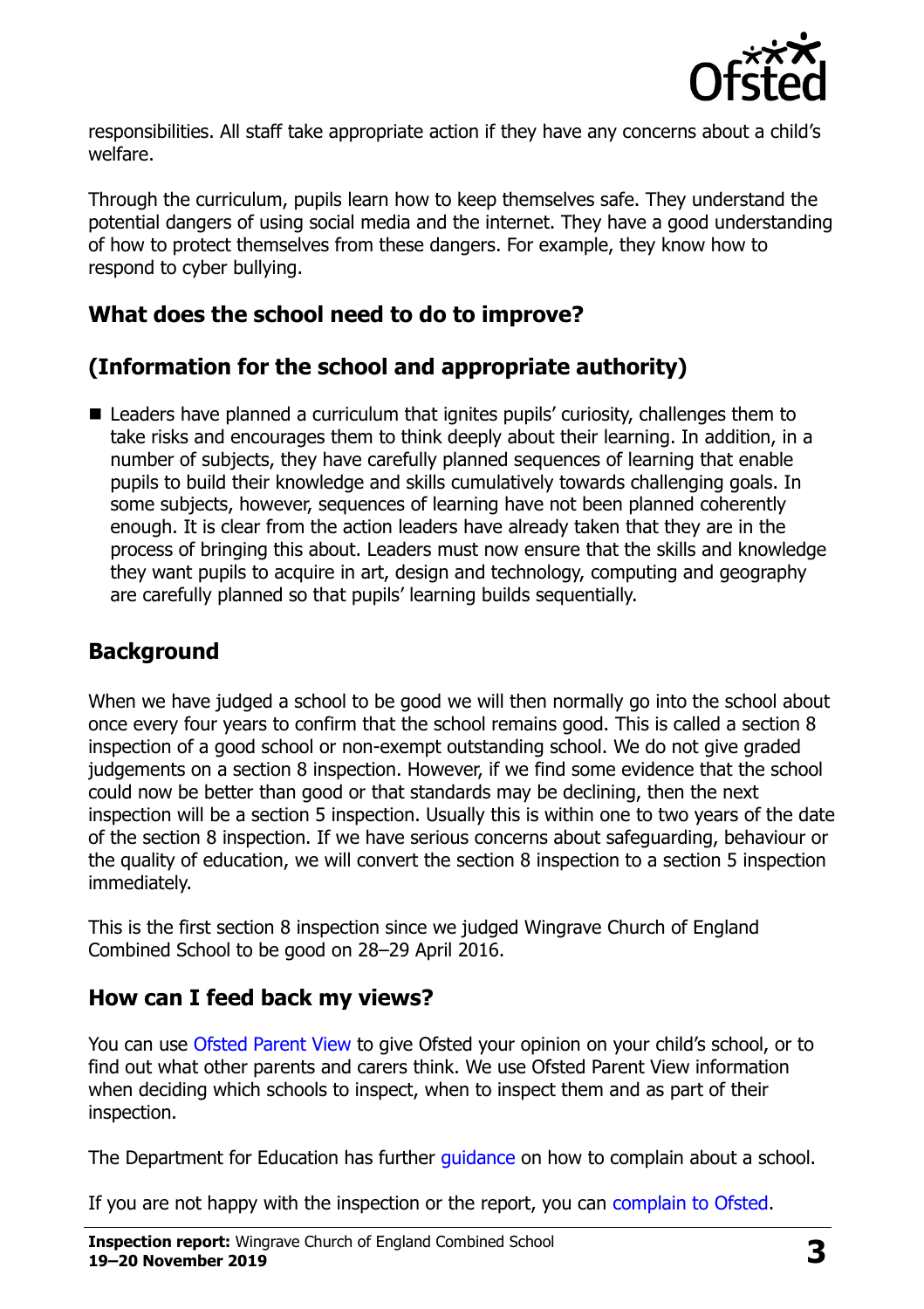responsibilities. All staff take appropriate action if they have any concerns about a child's welfare.

Through the curriculum, pupils learn how to keep themselves safe. They understand the potential dangers of using social media and the internet. They have a good understanding of how to protect themselves from these dangers. For example, they know how to respond to cyber bullying.

## What does the school need to do to improve?

## (Information for the school and appropriate authority)

- Leaders have planned a curriculum that ignites pupils' curiosity, challenges them to take risks and encourages them to think deeply about their learning. In addition, in a number of subjects, they have carefully planned sequences of learning that enable pupils to build their knowledge and skills cumulatively towards challenging goals. In some subjects, however, sequences of learning have not been planned coherently enough. It is clear from the action leaders have already taken that they are in the process of bringing this about. Leaders must now ensure that the skills and knowledge they want pupils to acquire in art, design and technology, computing and geography are carefully planned so that pupils' learning builds sequentially.

## Background

When we have judged a school to be good we will then normally go into the school about once every four years to confirm that the school remains good. This is called a section 8 inspection of a good school or non-exempt outstanding school. We do not give graded judgements on a section 8 inspection. However, if we find some evidence that the school could now be better than good or that standards may be declining, then the next inspection will be a section 5 inspection. Usually this is within one to two years of the date of the section 8 inspection. If we have serious concerns about safeguarding, behaviour or the quality of education, we will convert the section 8 inspection to a section 5 inspection immediately.

This is the first section 8 inspection since we judged Wingrave Church of England Combined School to be good on 28–29 April 2016.

## How can I feed back my views?

You can use Ofsted Parent View to give Ofsted your opinion on your child's school, or to find out what other parents and carers think. We use Ofsted Parent View information when deciding which schools to inspect, when to inspect them and as part of their inspection.

The Department for Education has further guidance on how to complain about a school.

If you are not happy with the inspection or the report, you can complain to Ofsted.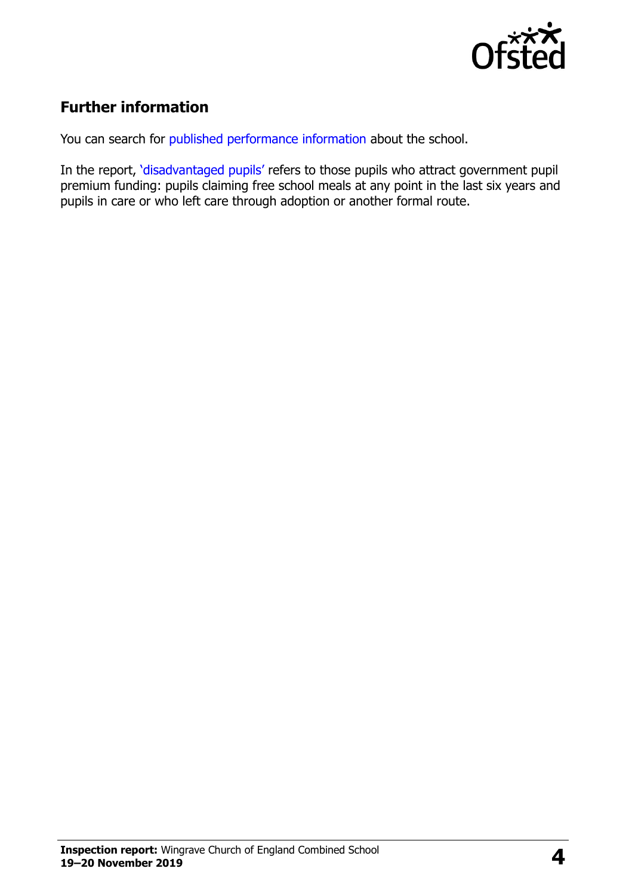## Further information

You can search for published performance information about the school.

In the report, 'disadvantaged pupils' refers to those pupils who attract government pupil premium funding: pupils claiming free school meals at any point in the last six years and pupils in care or who left care through adoption or another formal route.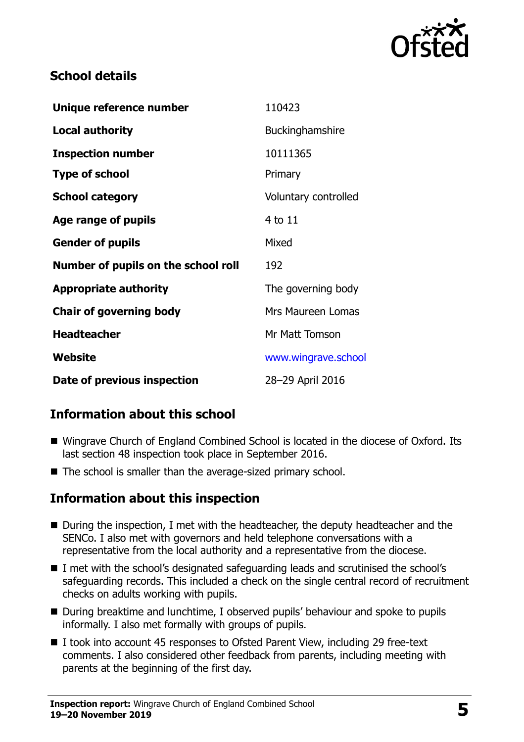## School details

| | |
|---|---|
| **Unique reference number** | 110423 |
| **Local authority** | Buckinghamshire |
| **Inspection number** | 10111365 |
| **Type of school** | Primary |
| **School category** | Voluntary controlled |
| **Age range of pupils** | 4 to 11 |
| **Gender of pupils** | Mixed |
| **Number of pupils on the school roll** | 192 |
| **Appropriate authority** | The governing body |
| **Chair of governing body** | Mrs Maureen Lomas |
| **Headteacher** | Mr Matt Tomson |
| **Website** | www.wingrave.school |
| **Date of previous inspection** | 28–29 April 2016 |

## Information about this school

- Wingrave Church of England Combined School is located in the diocese of Oxford. Its last section 48 inspection took place in September 2016.
- The school is smaller than the average-sized primary school.

## Information about this inspection

- During the inspection, I met with the headteacher, the deputy headteacher and the SENCo. I also met with governors and held telephone conversations with a representative from the local authority and a representative from the diocese.
- I met with the school's designated safeguarding leads and scrutinised the school's safeguarding records. This included a check on the single central record of recruitment checks on adults working with pupils.
- During breaktime and lunchtime, I observed pupils' behaviour and spoke to pupils informally. I also met formally with groups of pupils.
- I took into account 45 responses to Ofsted Parent View, including 29 free-text comments. I also considered other feedback from parents, including meeting with parents at the beginning of the first day.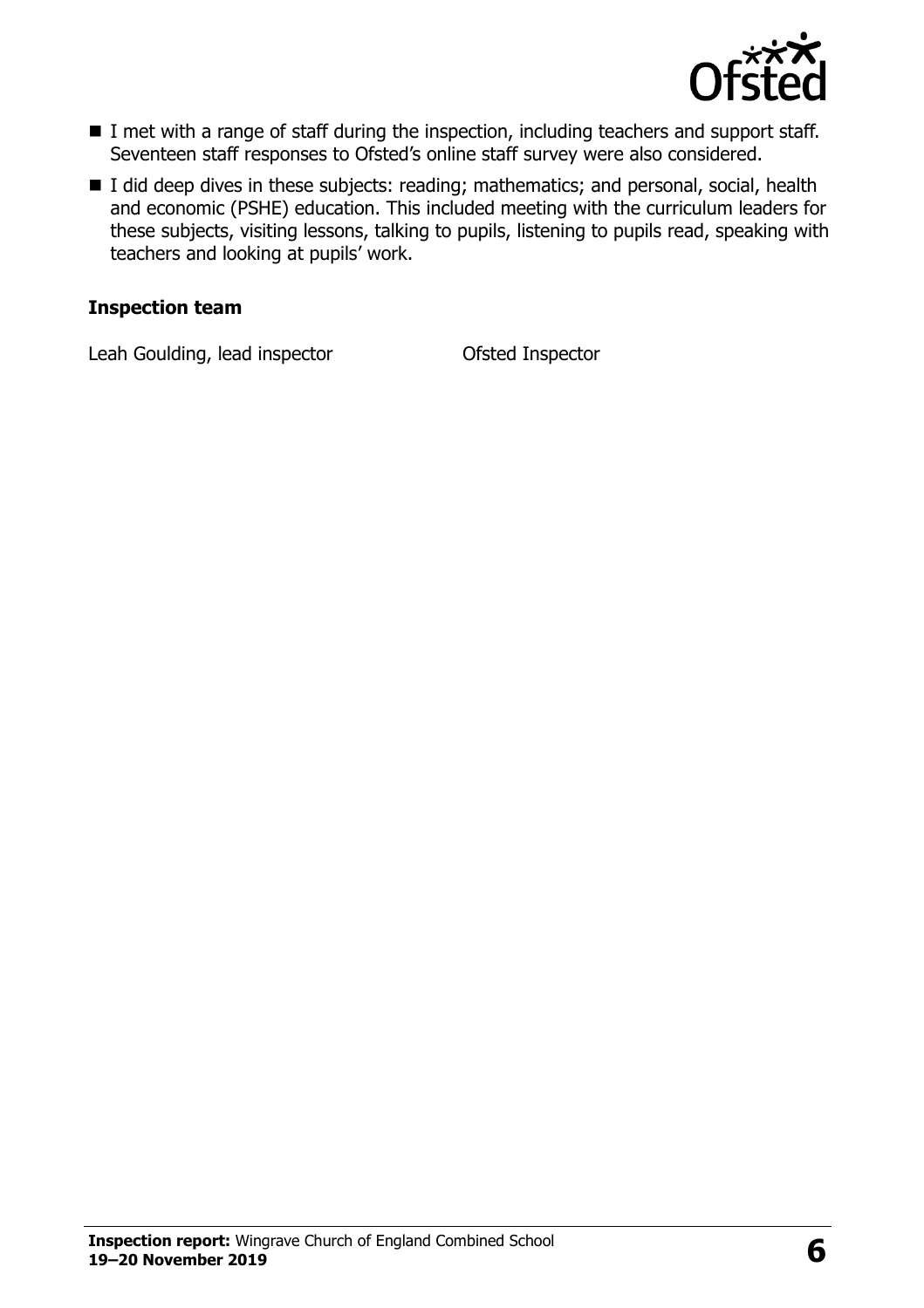- I met with a range of staff during the inspection, including teachers and support staff. Seventeen staff responses to Ofsted's online staff survey were also considered.
- I did deep dives in these subjects: reading; mathematics; and personal, social, health and economic (PSHE) education. This included meeting with the curriculum leaders for these subjects, visiting lessons, talking to pupils, listening to pupils read, speaking with teachers and looking at pupils' work.

### Inspection team

| | |
| --- | --- |
| Leah Goulding, lead inspector | Ofsted Inspector |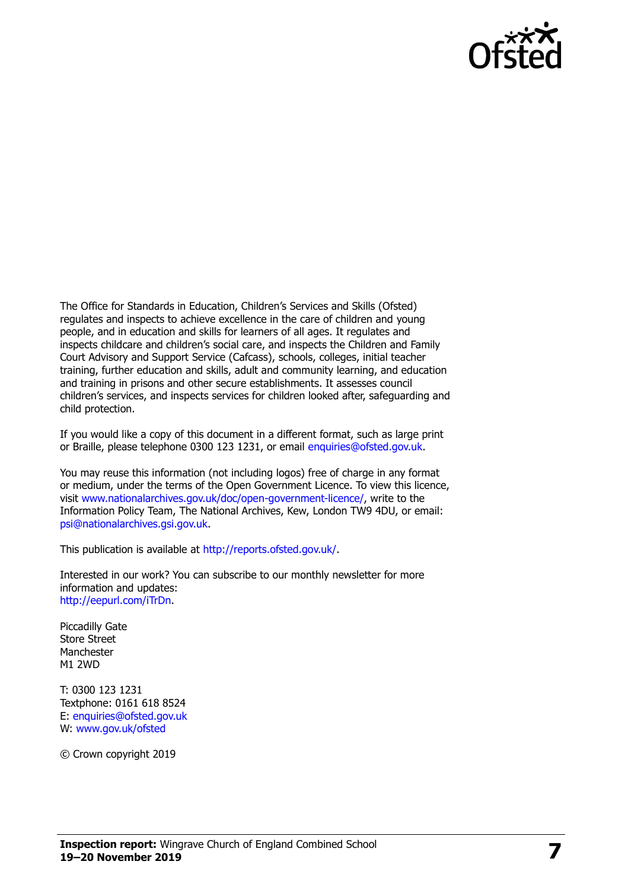The Office for Standards in Education, Children's Services and Skills (Ofsted) regulates and inspects to achieve excellence in the care of children and young people, and in education and skills for learners of all ages. It regulates and inspects childcare and children's social care, and inspects the Children and Family Court Advisory and Support Service (Cafcass), schools, colleges, initial teacher training, further education and skills, adult and community learning, and education and training in prisons and other secure establishments. It assesses council children's services, and inspects services for children looked after, safeguarding and child protection.

If you would like a copy of this document in a different format, such as large print or Braille, please telephone 0300 123 1231, or email enquiries@ofsted.gov.uk.

You may reuse this information (not including logos) free of charge in any format or medium, under the terms of the Open Government Licence. To view this licence, visit www.nationalarchives.gov.uk/doc/open-government-licence/, write to the Information Policy Team, The National Archives, Kew, London TW9 4DU, or email: psi@nationalarchives.gsi.gov.uk.

This publication is available at http://reports.ofsted.gov.uk/.

Interested in our work? You can subscribe to our monthly newsletter for more information and updates:
http://eepurl.com/iTrDn.

Piccadilly Gate
Store Street
Manchester
M1 2WD

T: 0300 123 1231
Textphone: 0161 618 8524
E: enquiries@ofsted.gov.uk
W: www.gov.uk/ofsted

© Crown copyright 2019